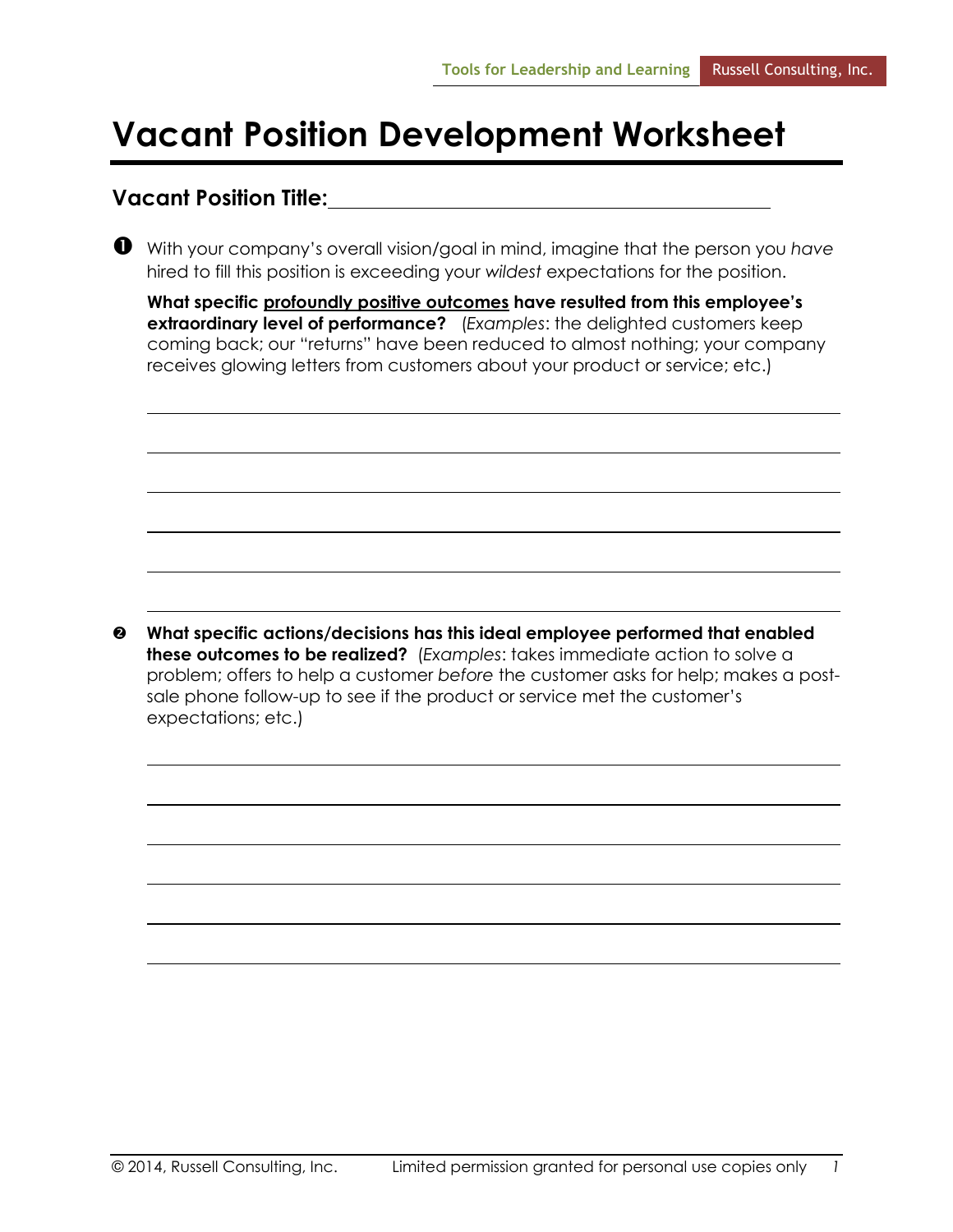# Vacant Position Development Worksheet

**Vacant Position Title:** ______________________________________

❶ With your company's overall vision/goal in mind, imagine that the person you *have* hired to fill this position is exceeding your *wildest* expectations for the position.

**What specific <u>profoundly positive outcomes</u> have resulted from this employee's extraordinary level of performance?** (*Examples*: the delighted customers keep coming back; our "returns" have been reduced to almost nothing; your company receives glowing letters from customers about your product or service; etc.)

______________________________________

______________________________________

______________________________________

______________________________________

______________________________________

______________________________________

❷ **What specific actions/decisions has this ideal employee performed that enabled these outcomes to be realized?** (*Examples*: takes immediate action to solve a problem; offers to help a customer *before* the customer asks for help; makes a post-sale phone follow-up to see if the product or service met the customer's expectations; etc.)

______________________________________

______________________________________

______________________________________

______________________________________

______________________________________

______________________________________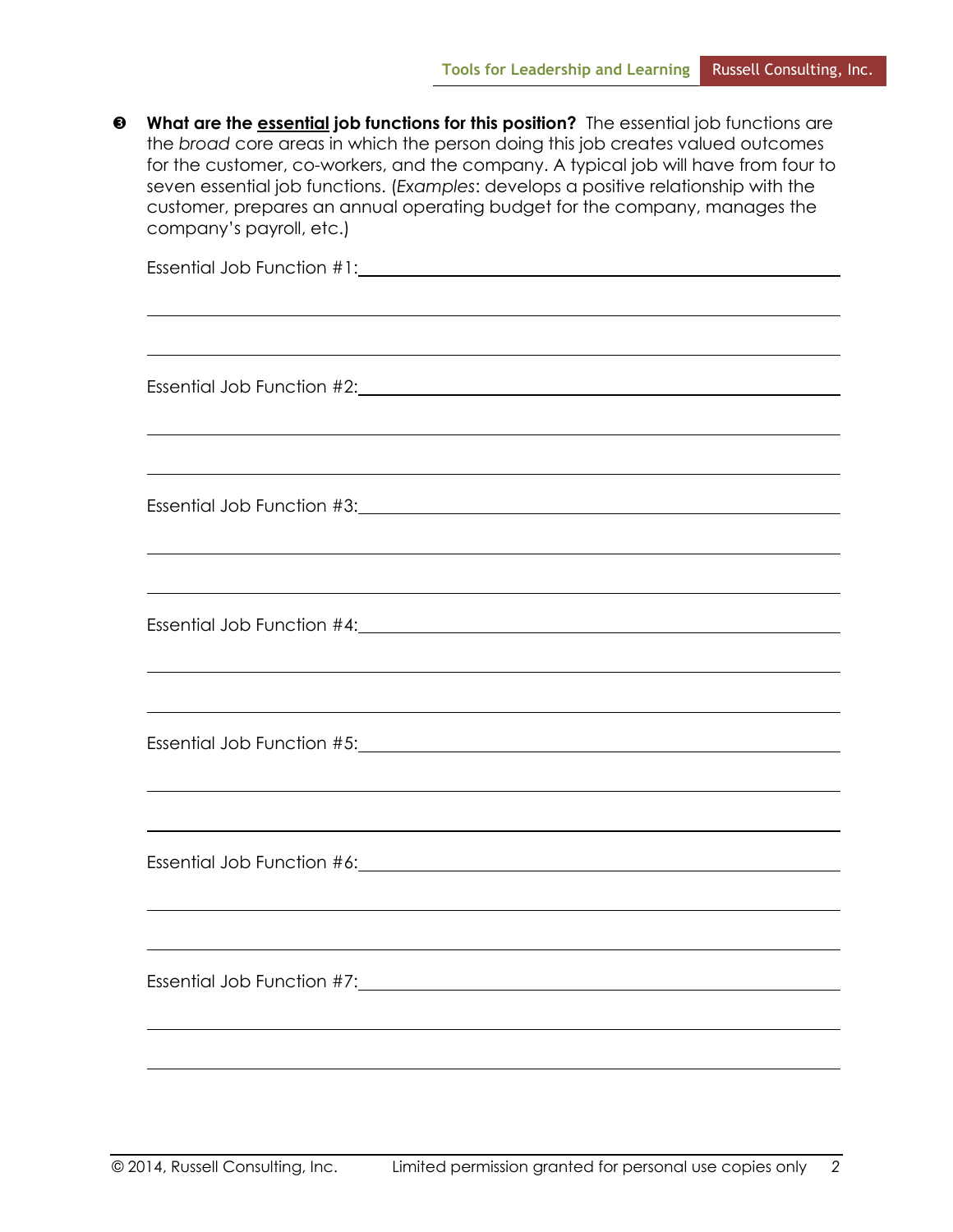❸ **What are the <u>essential</u> job functions for this position?** The essential job functions are the *broad* core areas in which the person doing this job creates valued outcomes for the customer, co-workers, and the company. A typical job will have from four to seven essential job functions. (*Examples*: develops a positive relationship with the customer, prepares an annual operating budget for the company, manages the company's payroll, etc.)

Essential Job Function #1: ______________________________________________

_______________________________________________________________

_______________________________________________________________

Essential Job Function #2: ______________________________________________

_______________________________________________________________

_______________________________________________________________

Essential Job Function #3: ______________________________________________

_______________________________________________________________

_______________________________________________________________

Essential Job Function #4: ______________________________________________

_______________________________________________________________

_______________________________________________________________

Essential Job Function #5: ______________________________________________

_______________________________________________________________

_______________________________________________________________

Essential Job Function #6: ______________________________________________

_______________________________________________________________

_______________________________________________________________

Essential Job Function #7: ______________________________________________

_______________________________________________________________

_______________________________________________________________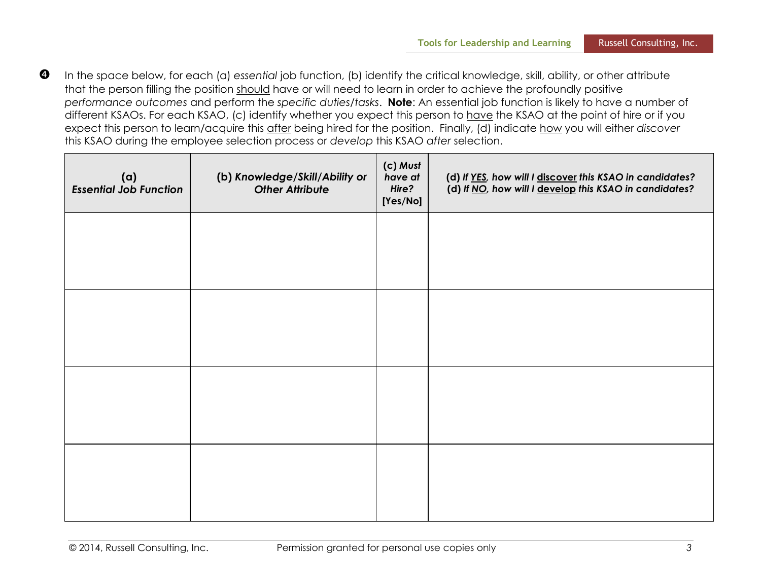❹ In the space below, for each (a) *essential* job function, (b) identify the critical knowledge, skill, ability, or other attribute that the person filling the position <u>should</u> have or will need to learn in order to achieve the profoundly positive *performance outcomes* and perform the *specific duties/tasks*. **Note**: An essential job function is likely to have a number of different KSAOs. For each KSAO, (c) identify whether you expect this person to <u>have</u> the KSAO at the point of hire or if you expect this person to learn/acquire this <u>after</u> being hired for the position. Finally, (d) indicate <u>how</u> you will either *discover* this KSAO during the employee selection process or *develop* this KSAO *after* selection.

| **(a) *Essential Job Function*** | **(b) *Knowledge/Skill/Ability or Other Attribute*** | **(c) *Must have at Hire?* [Yes/No]** | **(d) *If <u>YES</u>, how will I <u>discover</u> this KSAO in candidates?* (d) *If <u>NO</u>, how will I <u>develop</u> this KSAO in candidates?*** |
|---|---|---|---|
| | | | |
| | | | |
| | | | |
| | | | |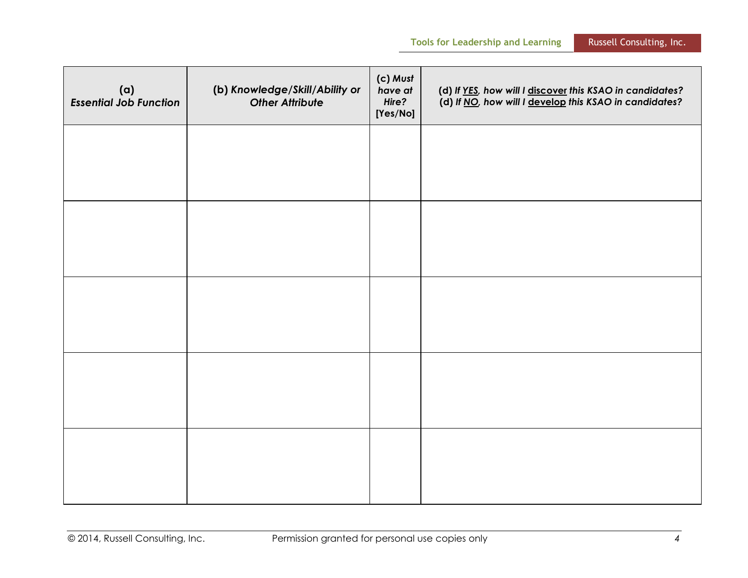| (a) *Essential Job Function* | (b) *Knowledge/Skill/Ability or Other Attribute* | (c) *Must have at Hire?* [Yes/No] | (d) *If YES, how will I discover this KSAO in candidates?* (d) *If NO, how will I develop this KSAO in candidates?* |
|---|---|---|---|
| | | | |
| | | | |
| | | | |
| | | | |
| | | | |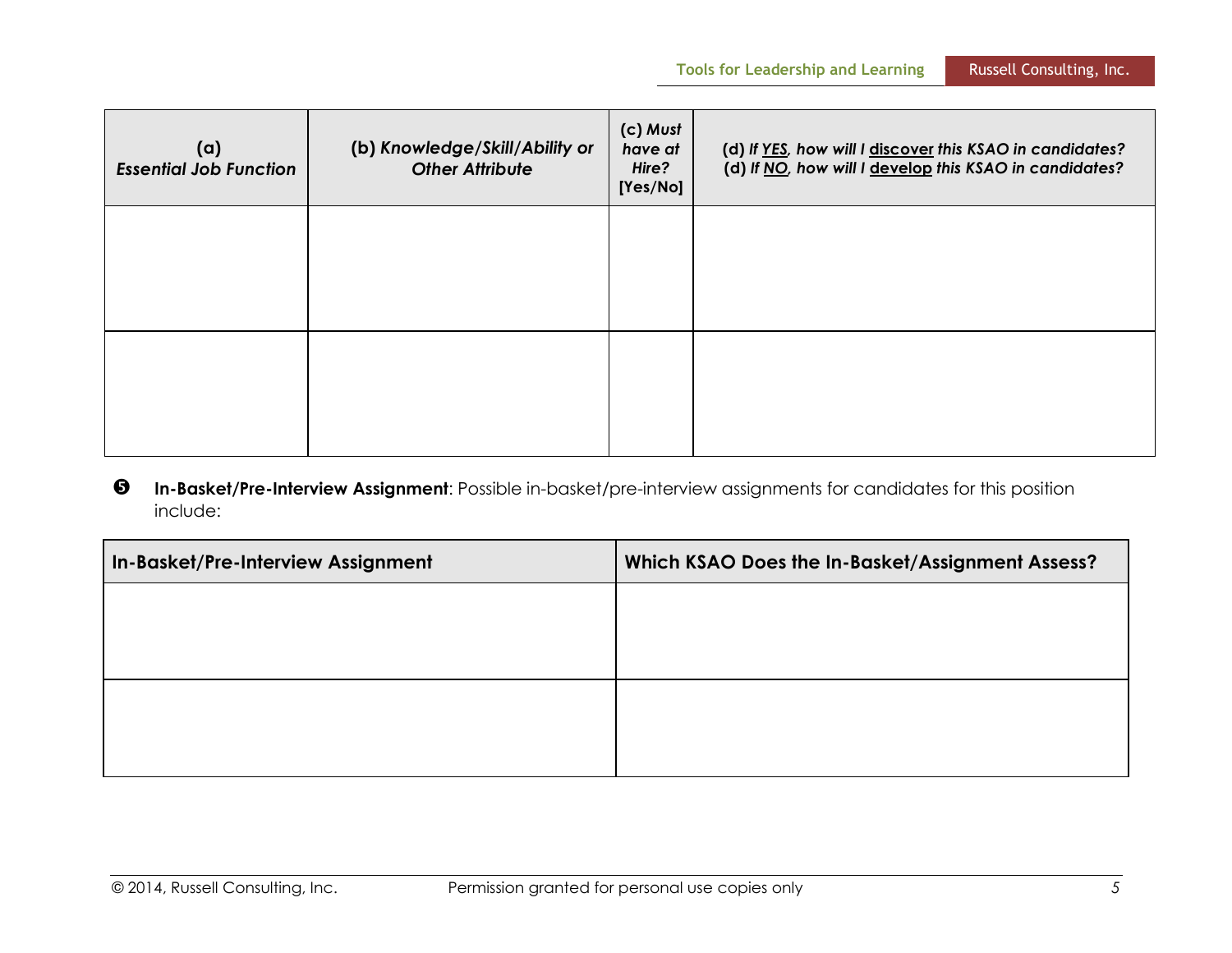| (a) *Essential Job Function* | (b) *Knowledge/Skill/Ability or Other Attribute* | (c) *Must have at Hire?* [Yes/No] | (d) *If YES, how will I discover this KSAO in candidates?* (d) *If NO, how will I develop this KSAO in candidates?* |
|---|---|---|---|
| | | | |
| | | | |

❺ **In-Basket/Pre-Interview Assignment**: Possible in-basket/pre-interview assignments for candidates for this position include:

| In-Basket/Pre-Interview Assignment | Which KSAO Does the In-Basket/Assignment Assess? |
|---|---|
| | |
| | |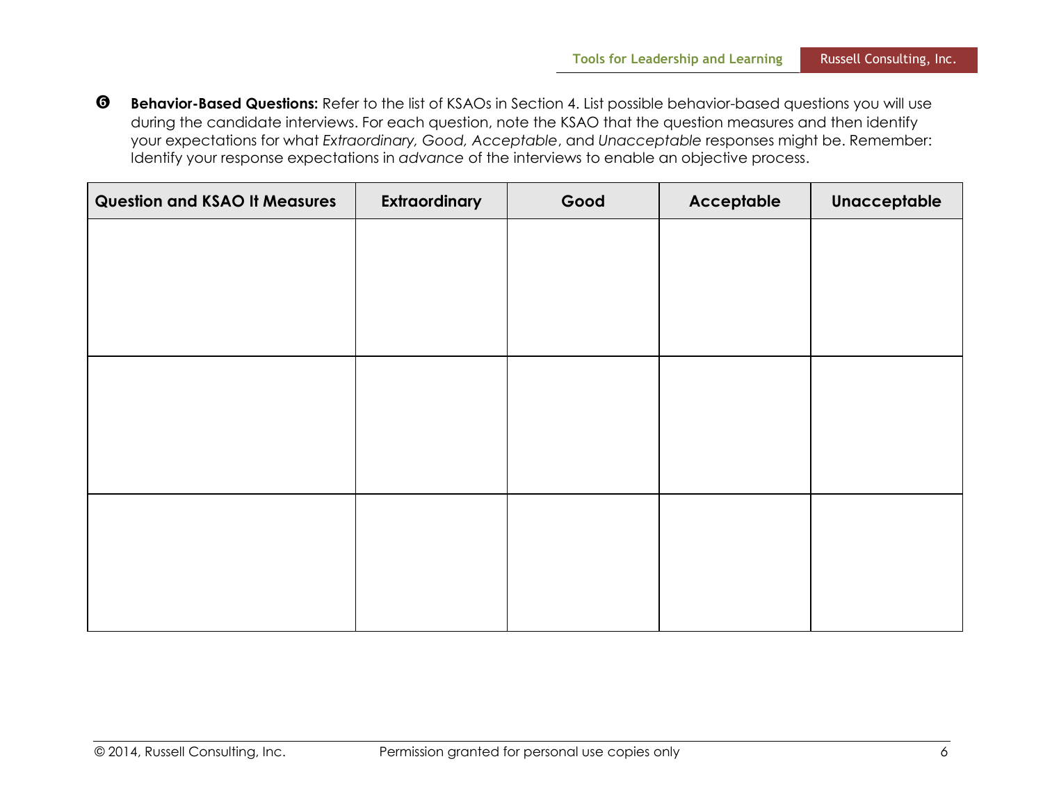❻ **Behavior-Based Questions:** Refer to the list of KSAOs in Section 4. List possible behavior-based questions you will use during the candidate interviews. For each question, note the KSAO that the question measures and then identify your expectations for what *Extraordinary, Good, Acceptable*, and *Unacceptable* responses might be. Remember: Identify your response expectations in *advance* of the interviews to enable an objective process.

| Question and KSAO It Measures | Extraordinary | Good | Acceptable | Unacceptable |
|---|---|---|---|---|
| | | | | |
| | | | | |
| | | | | |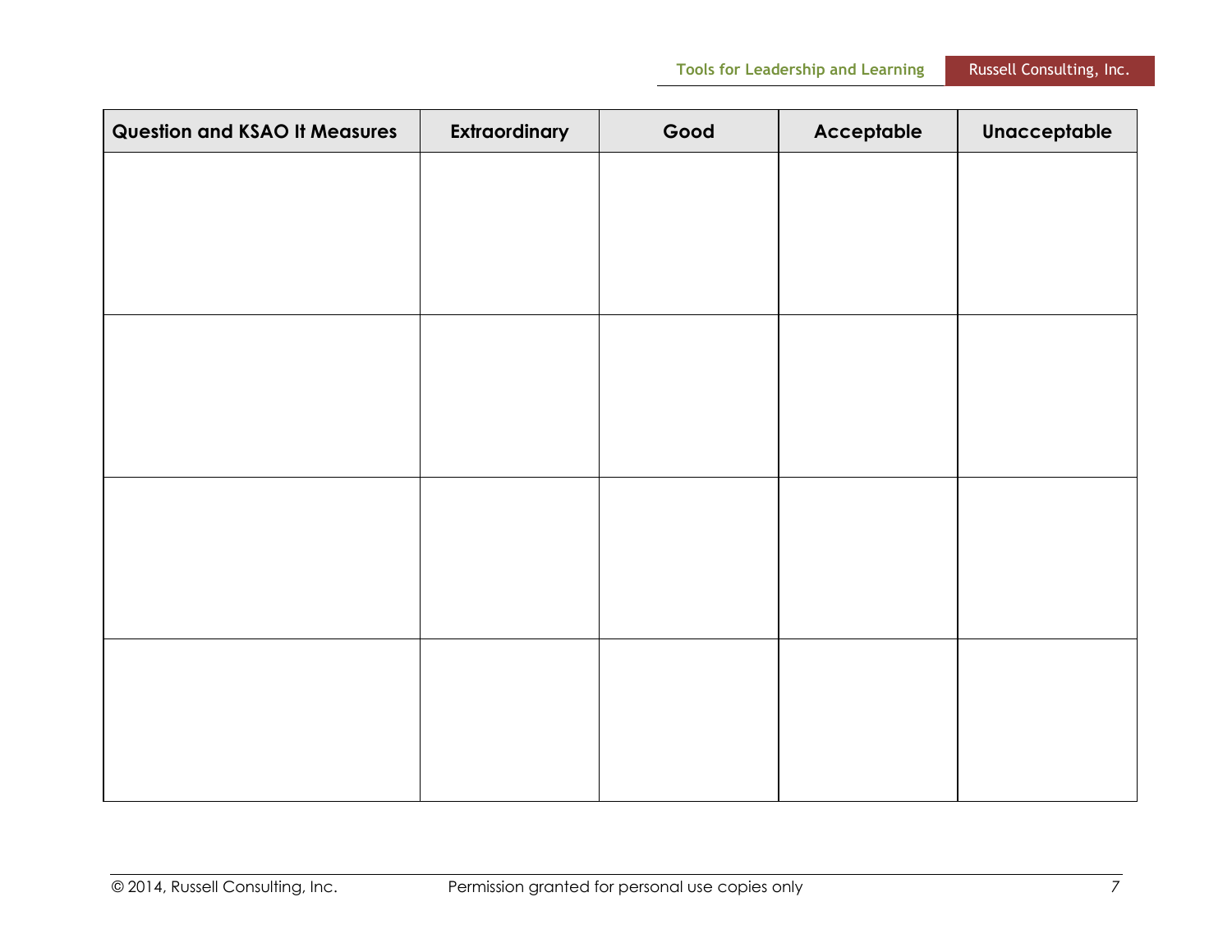| Question and KSAO It Measures | Extraordinary | Good | Acceptable | Unacceptable |
| --- | --- | --- | --- | --- |
| | | | | |
| | | | | |
| | | | | |
| | | | | |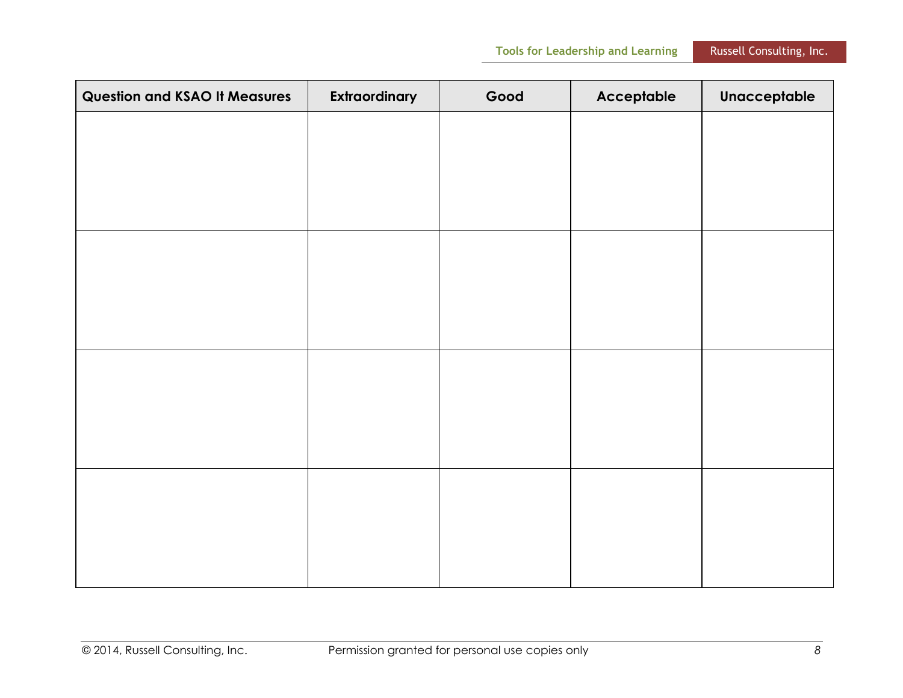| Question and KSAO It Measures | Extraordinary | Good | Acceptable | Unacceptable |
|---|---|---|---|---|
| | | | | |
| | | | | |
| | | | | |
| | | | | |